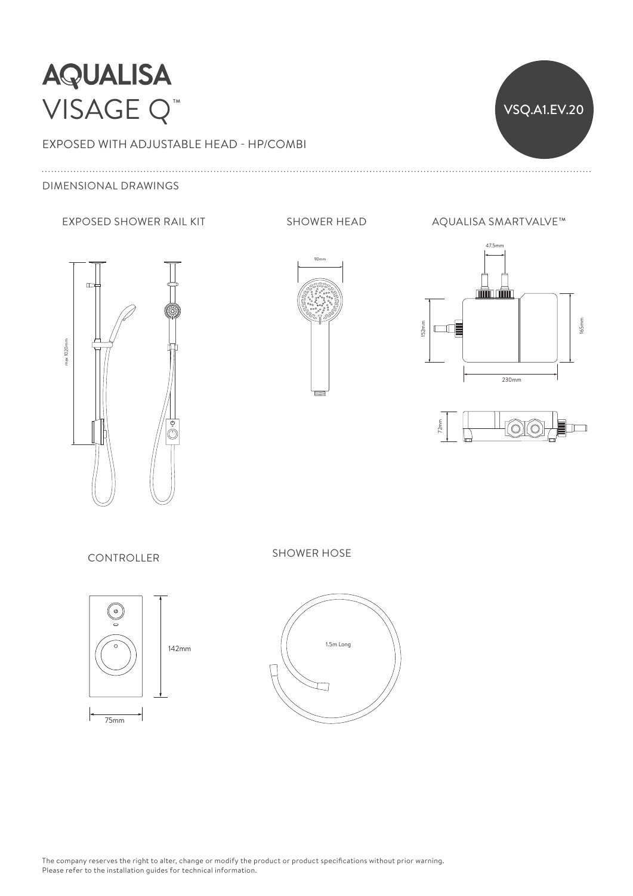# AQUALISA

## VISAGE Q™

VSQ.A1.EV.20

EXPOSED WITH ADJUSTABLE HEAD - HP/COMBI

DIMENSIONAL DRAWINGS

### EXPOSED SHOWER RAIL KIT

max 1020mm

### SHOWER HEAD

90mm

### AQUALISA SMARTVALVE™

47.5mm

152mm

165mm

230mm

72mm

### CONTROLLER

142mm

75mm

### SHOWER HOSE

1.5m Long

The company reserves the right to alter, change or modify the product or product specifications without prior warning.
Please refer to the installation guides for technical information.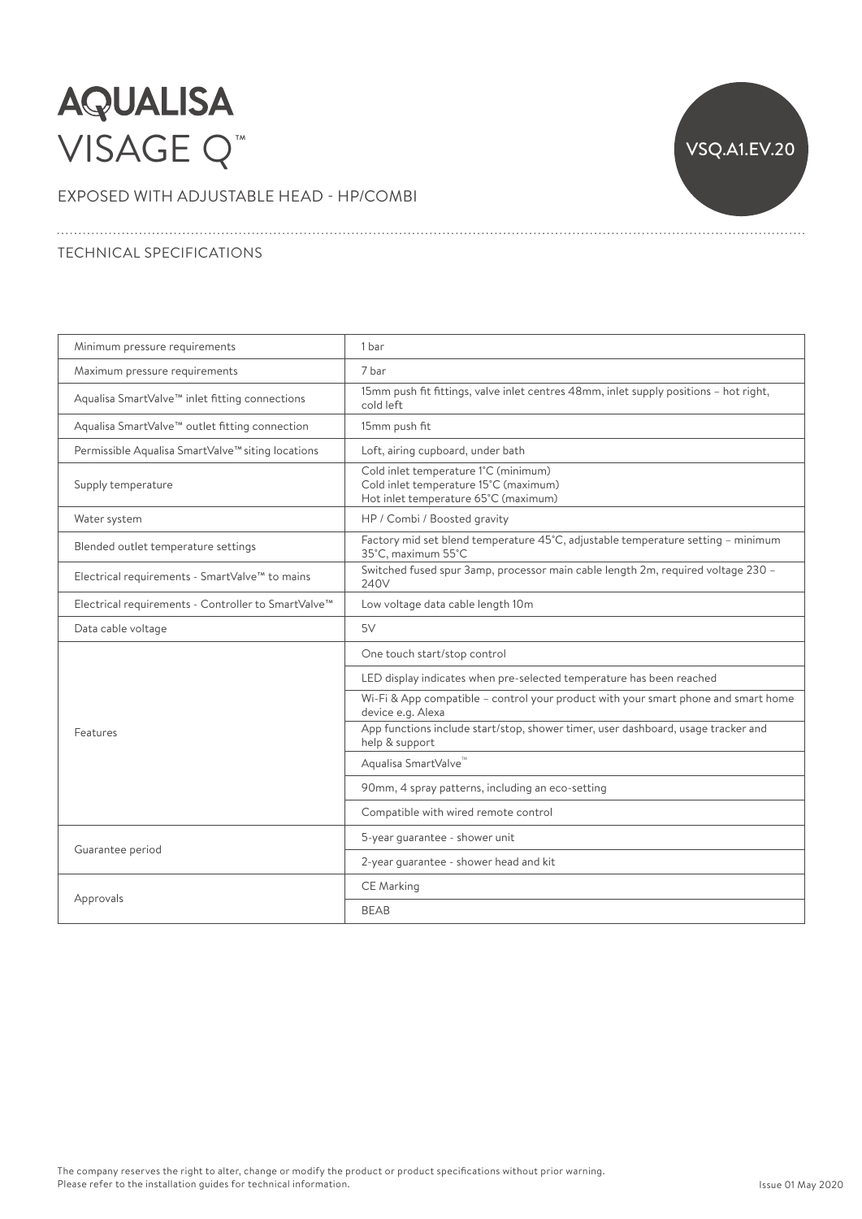# AQUALISA

# VISAGE Q™

VSQ.A1.EV.20

EXPOSED WITH ADJUSTABLE HEAD - HP/COMBI

TECHNICAL SPECIFICATIONS

| | |
|---|---|
| Minimum pressure requirements | 1 bar |
| Maximum pressure requirements | 7 bar |
| Aqualisa SmartValve™ inlet fitting connections | 15mm push fit fittings, valve inlet centres 48mm, inlet supply positions – hot right, cold left |
| Aqualisa SmartValve™ outlet fitting connection | 15mm push fit |
| Permissible Aqualisa SmartValve™ siting locations | Loft, airing cupboard, under bath |
| Supply temperature | Cold inlet temperature 1°C (minimum)<br>Cold inlet temperature 15°C (maximum)<br>Hot inlet temperature 65°C (maximum) |
| Water system | HP / Combi / Boosted gravity |
| Blended outlet temperature settings | Factory mid set blend temperature 45°C, adjustable temperature setting – minimum 35°C, maximum 55°C |
| Electrical requirements - SmartValve™ to mains | Switched fused spur 3amp, processor main cable length 2m, required voltage 230 – 240V |
| Electrical requirements - Controller to SmartValve™ | Low voltage data cable length 10m |
| Data cable voltage | 5V |
| Features | One touch start/stop control |
| | LED display indicates when pre-selected temperature has been reached |
| | Wi-Fi & App compatible – control your product with your smart phone and smart home device e.g. Alexa |
| | App functions include start/stop, shower timer, user dashboard, usage tracker and help & support |
| | Aqualisa SmartValve™ |
| | 90mm, 4 spray patterns, including an eco-setting |
| | Compatible with wired remote control |
| Guarantee period | 5-year guarantee - shower unit |
| | 2-year guarantee - shower head and kit |
| Approvals | CE Marking |
| | BEAB |

The company reserves the right to alter, change or modify the product or product specifications without prior warning.
Please refer to the installation guides for technical information.

Issue 01 May 2020